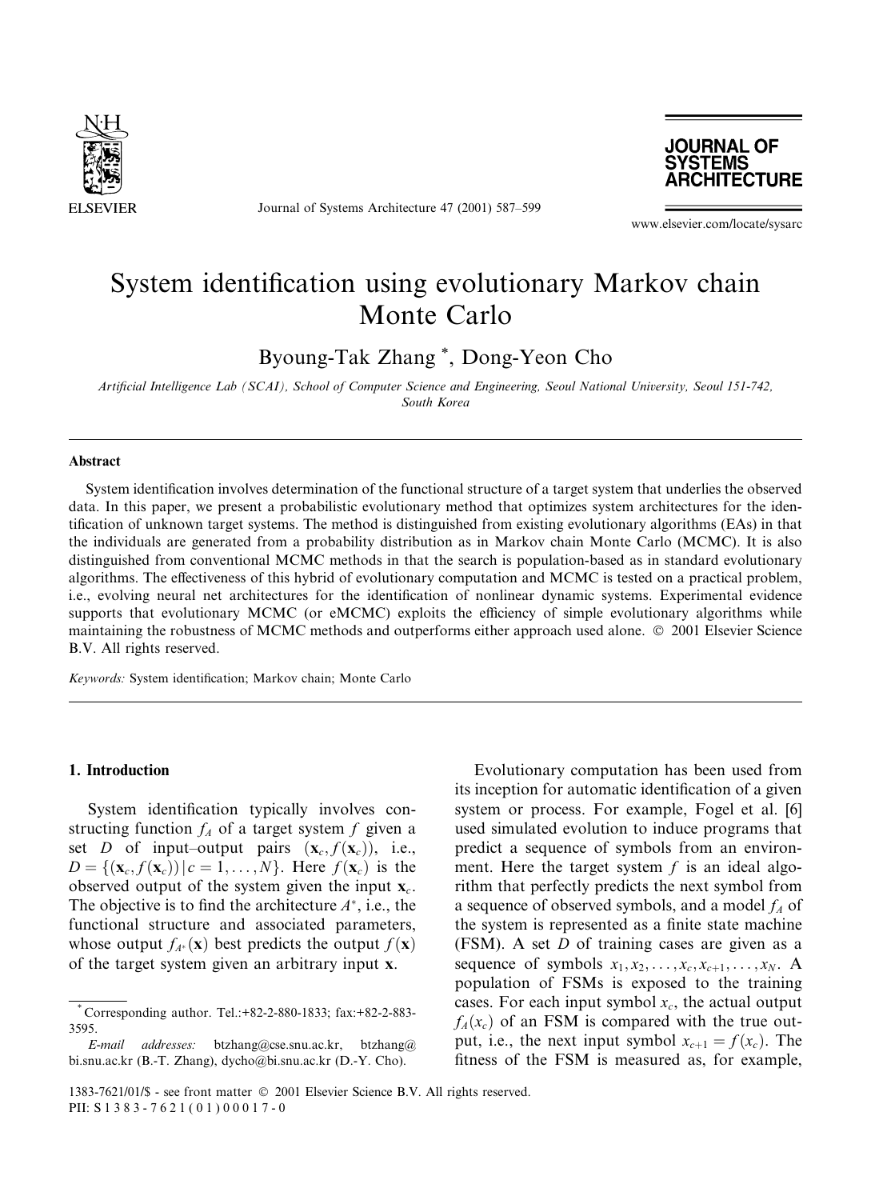# System identification using evolutionary Markov chain Monte Carlo

Byoung-Tak Zhang *, Dong-Yeon Cho

*Artificial Intelligence Lab (SCAI), School of Computer Science and Engineering, Seoul National University, Seoul 151-742, South Korea*

---

## Abstract

System identification involves determination of the functional structure of a target system that underlies the observed data. In this paper, we present a probabilistic evolutionary method that optimizes system architectures for the identification of unknown target systems. The method is distinguished from existing evolutionary algorithms (EAs) in that the individuals are generated from a probability distribution as in Markov chain Monte Carlo (MCMC). It is also distinguished from conventional MCMC methods in that the search is population-based as in standard evolutionary algorithms. The effectiveness of this hybrid of evolutionary computation and MCMC is tested on a practical problem, i.e., evolving neural net architectures for the identification of nonlinear dynamic systems. Experimental evidence supports that evolutionary MCMC (or eMCMC) exploits the efficiency of simple evolutionary algorithms while maintaining the robustness of MCMC methods and outperforms either approach used alone. © 2001 Elsevier Science B.V. All rights reserved.

*Keywords:* System identification; Markov chain; Monte Carlo

---

## 1. Introduction

System identification typically involves constructing function $f_A$ of a target system $f$ given a set $D$ of input–output pairs $(\mathbf{x}_c, f(\mathbf{x}_c))$, i.e., $D = \{(\mathbf{x}_c, f(\mathbf{x}_c)) \mid c = 1, \ldots, N\}$. Here $f(\mathbf{x}_c)$ is the observed output of the system given the input $\mathbf{x}_c$. The objective is to find the architecture $A^*$, i.e., the functional structure and associated parameters, whose output $f_{A^*}(\mathbf{x})$ best predicts the output $f(\mathbf{x})$ of the target system given an arbitrary input $\mathbf{x}$.

Evolutionary computation has been used from its inception for automatic identification of a given system or process. For example, Fogel et al. [6] used simulated evolution to induce programs that predict a sequence of symbols from an environment. Here the target system $f$ is an ideal algorithm that perfectly predicts the next symbol from a sequence of observed symbols, and a model $f_A$ of the system is represented as a finite state machine (FSM). A set $D$ of training cases are given as a sequence of symbols $x_1, x_2, \ldots, x_c, x_{c+1}, \ldots, x_N$. A population of FSMs is exposed to the training cases. For each input symbol $x_c$, the actual output $f_A(x_c)$ of an FSM is compared with the true output, i.e., the next input symbol $x_{c+1} = f(x_c)$. The fitness of the FSM is measured as, for example,

---

* Corresponding author. Tel.:+82-2-880-1833; fax:+82-2-883-3595.

*E-mail addresses:* btzhang@cse.snu.ac.kr, btzhang@bi.snu.ac.kr (B.-T. Zhang), dycho@bi.snu.ac.kr (D.-Y. Cho).

1383-7621/01/$ - see front matter © 2001 Elsevier Science B.V. All rights reserved.
PII: S 1 3 8 3 - 7 6 2 1 ( 0 1 ) 0 0 0 1 7 - 0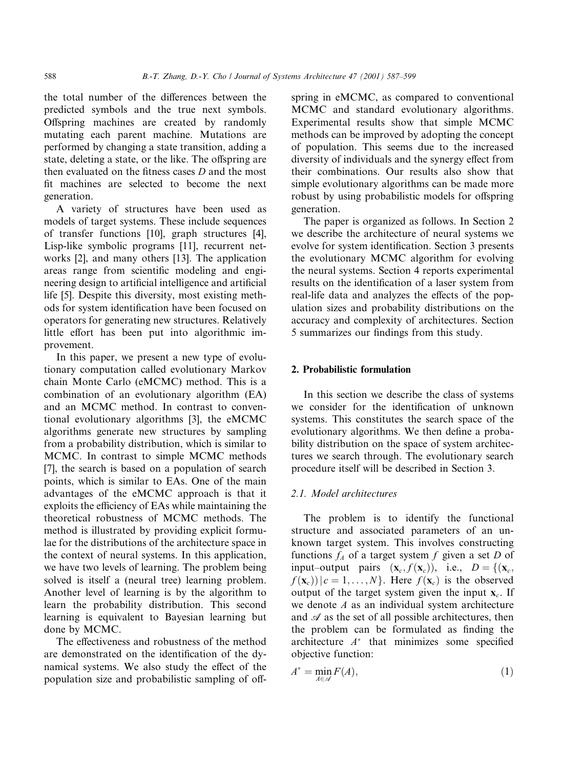the total number of the differences between the predicted symbols and the true next symbols. Offspring machines are created by randomly mutating each parent machine. Mutations are performed by changing a state transition, adding a state, deleting a state, or the like. The offspring are then evaluated on the fitness cases $D$ and the most fit machines are selected to become the next generation.

A variety of structures have been used as models of target systems. These include sequences of transfer functions [10], graph structures [4], Lisp-like symbolic programs [11], recurrent networks [2], and many others [13]. The application areas range from scientific modeling and engineering design to artificial intelligence and artificial life [5]. Despite this diversity, most existing methods for system identification have been focused on operators for generating new structures. Relatively little effort has been put into algorithmic improvement.

In this paper, we present a new type of evolutionary computation called evolutionary Markov chain Monte Carlo (eMCMC) method. This is a combination of an evolutionary algorithm (EA) and an MCMC method. In contrast to conventional evolutionary algorithms [3], the eMCMC algorithms generate new structures by sampling from a probability distribution, which is similar to MCMC. In contrast to simple MCMC methods [7], the search is based on a population of search points, which is similar to EAs. One of the main advantages of the eMCMC approach is that it exploits the efficiency of EAs while maintaining the theoretical robustness of MCMC methods. The method is illustrated by providing explicit formulae for the distributions of the architecture space in the context of neural systems. In this application, we have two levels of learning. The problem being solved is itself a (neural tree) learning problem. Another level of learning is by the algorithm to learn the probability distribution. This second learning is equivalent to Bayesian learning but done by MCMC.

The effectiveness and robustness of the method are demonstrated on the identification of the dynamical systems. We also study the effect of the population size and probabilistic sampling of offspring in eMCMC, as compared to conventional MCMC and standard evolutionary algorithms. Experimental results show that simple MCMC methods can be improved by adopting the concept of population. This seems due to the increased diversity of individuals and the synergy effect from their combinations. Our results also show that simple evolutionary algorithms can be made more robust by using probabilistic models for offspring generation.

The paper is organized as follows. In Section 2 we describe the architecture of neural systems we evolve for system identification. Section 3 presents the evolutionary MCMC algorithm for evolving the neural systems. Section 4 reports experimental results on the identification of a laser system from real-life data and analyzes the effects of the population sizes and probability distributions on the accuracy and complexity of architectures. Section 5 summarizes our findings from this study.

## 2. Probabilistic formulation

In this section we describe the class of systems we consider for the identification of unknown systems. This constitutes the search space of the evolutionary algorithms. We then define a probability distribution on the space of system architectures we search through. The evolutionary search procedure itself will be described in Section 3.

### 2.1. Model architectures

The problem is to identify the functional structure and associated parameters of an unknown target system. This involves constructing functions $f_A$ of a target system $f$ given a set $D$ of input–output pairs $(\mathbf{x}_c, f(\mathbf{x}_c))$, i.e., $D = \{(\mathbf{x}_c, f(\mathbf{x}_c)) \mid c = 1, \ldots, N\}$. Here $f(\mathbf{x}_c)$ is the observed output of the target system given the input $\mathbf{x}_c$. If we denote $A$ as an individual system architecture and $\mathscr{A}$ as the set of all possible architectures, then the problem can be formulated as finding the architecture $A^*$ that minimizes some specified objective function:

$$A^* = \min_{A \in \mathscr{A}} F(A), \tag{1}$$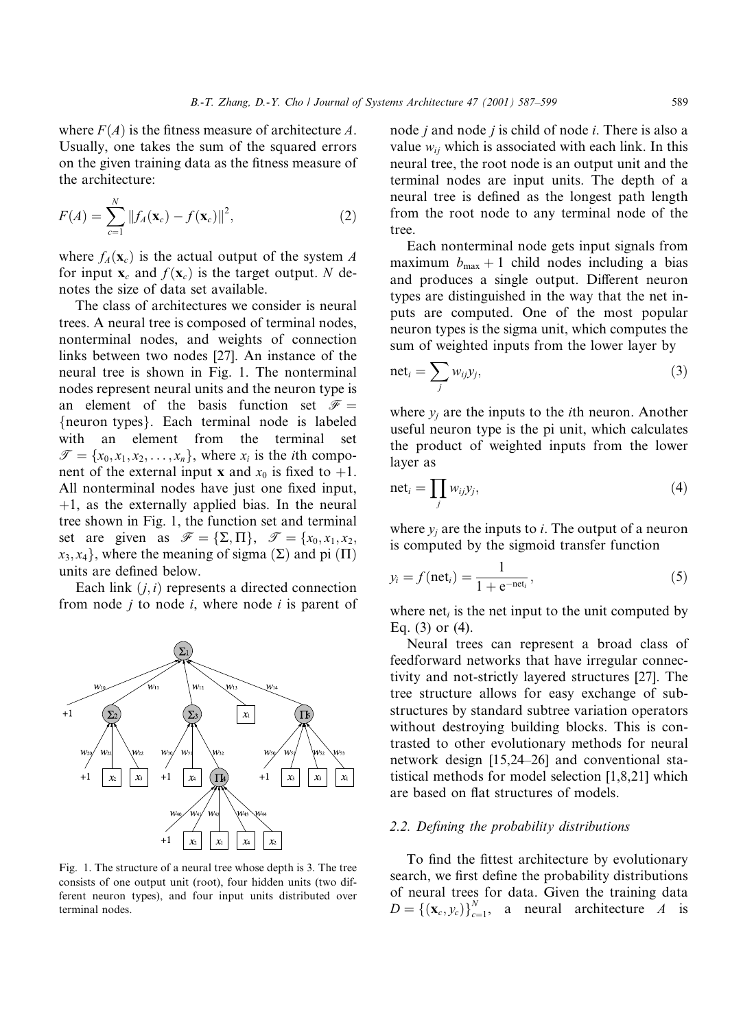where $F(A)$ is the fitness measure of architecture $A$. Usually, one takes the sum of the squared errors on the given training data as the fitness measure of the architecture:

$$F(A) = \sum_{c=1}^{N} \|f_A(\mathbf{x}_c) - f(\mathbf{x}_c)\|^2, \tag{2}$$

where $f_A(\mathbf{x}_c)$ is the actual output of the system $A$ for input $\mathbf{x}_c$ and $f(\mathbf{x}_c)$ is the target output. $N$ denotes the size of data set available.

The class of architectures we consider is neural trees. A neural tree is composed of terminal nodes, nonterminal nodes, and weights of connection links between two nodes [27]. An instance of the neural tree is shown in Fig. 1. The nonterminal nodes represent neural units and the neuron type is an element of the basis function set $\mathscr{F} = \{\text{neuron types}\}$. Each terminal node is labeled with an element from the terminal set $\mathscr{T} = \{x_0, x_1, x_2, \ldots, x_n\}$, where $x_i$ is the $i$th component of the external input $\mathbf{x}$ and $x_0$ is fixed to $+1$. All nonterminal nodes have just one fixed input, $+1$, as the externally applied bias. In the neural tree shown in Fig. 1, the function set and terminal set are given as $\mathscr{F} = \{\Sigma, \Pi\}$, $\mathscr{T} = \{x_0, x_1, x_2, x_3, x_4\}$, where the meaning of sigma ($\Sigma$) and pi ($\Pi$) units are defined below.

Each link $(j, i)$ represents a directed connection from node $j$ to node $i$, where node $i$ is parent of node $j$ and node $j$ is child of node $i$. There is also a value $w_{ij}$ which is associated with each link. In this neural tree, the root node is an output unit and the terminal nodes are input units. The depth of a neural tree is defined as the longest path length from the root node to any terminal node of the tree.

Fig. 1. The structure of a neural tree whose depth is 3. The tree consists of one output unit (root), four hidden units (two different neuron types), and four input units distributed over terminal nodes.

Each nonterminal node gets input signals from maximum $b_{\max} + 1$ child nodes including a bias and produces a single output. Different neuron types are distinguished in the way that the net inputs are computed. One of the most popular neuron types is the sigma unit, which computes the sum of weighted inputs from the lower layer by

$$\text{net}_i = \sum_j w_{ij} y_j, \tag{3}$$

where $y_j$ are the inputs to the $i$th neuron. Another useful neuron type is the pi unit, which calculates the product of weighted inputs from the lower layer as

$$\text{net}_i = \prod_j w_{ij} y_j, \tag{4}$$

where $y_j$ are the inputs to $i$. The output of a neuron is computed by the sigmoid transfer function

$$y_i = f(\text{net}_i) = \frac{1}{1 + e^{-\text{net}_i}}, \tag{5}$$

where $\text{net}_i$ is the net input to the unit computed by Eq. (3) or (4).

Neural trees can represent a broad class of feedforward networks that have irregular connectivity and not-strictly layered structures [27]. The tree structure allows for easy exchange of substructures by standard subtree variation operators without destroying building blocks. This is contrasted to other evolutionary methods for neural network design [15,24–26] and conventional statistical methods for model selection [1,8,21] which are based on flat structures of models.

### 2.2. Defining the probability distributions

To find the fittest architecture by evolutionary search, we first define the probability distributions of neural trees for data. Given the training data $D = \{(\mathbf{x}_c, y_c)\}_{c=1}^{N}$, a neural architecture $A$ is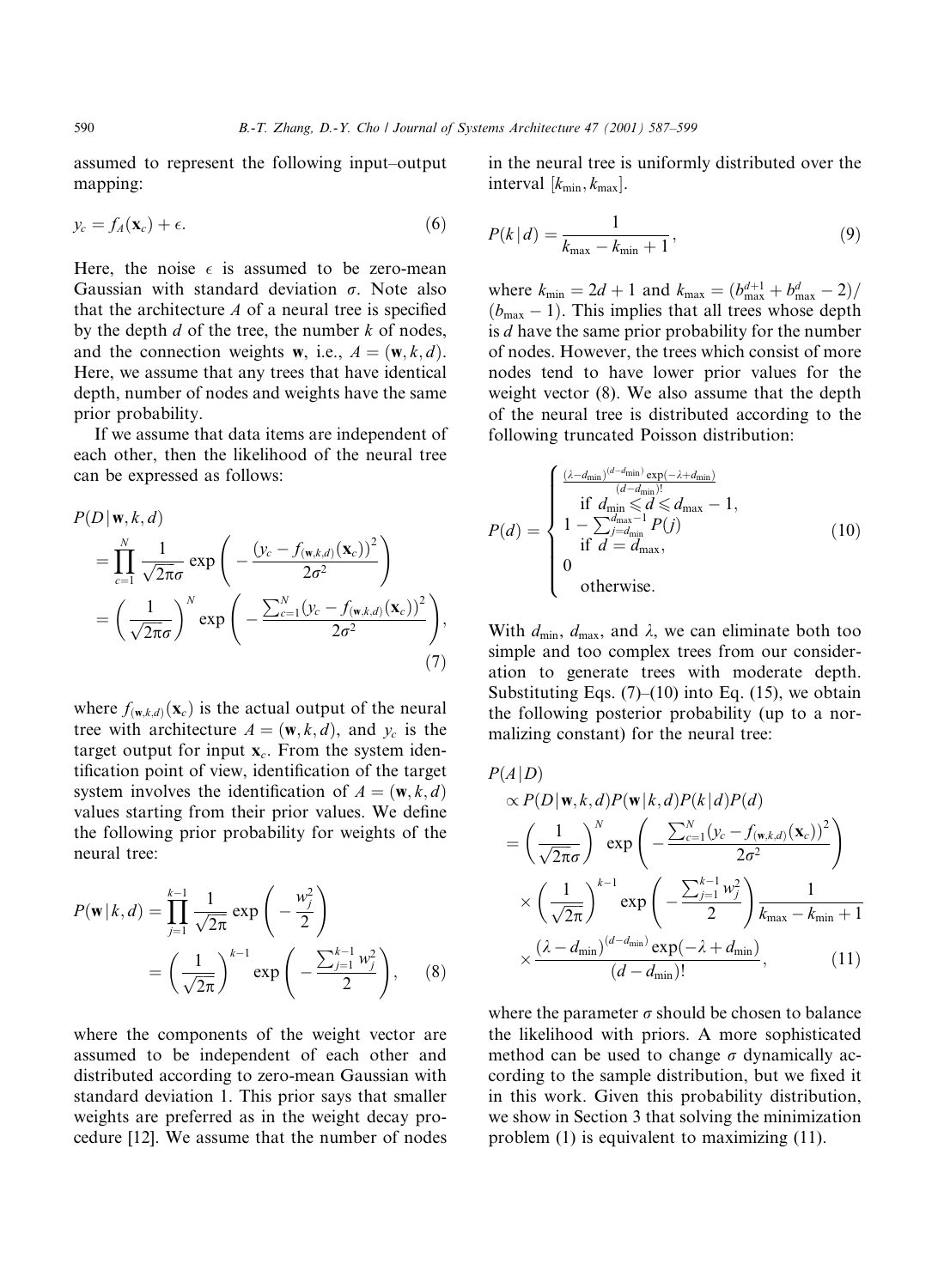assumed to represent the following input–output mapping:

$$y_c = f_A(\mathbf{x}_c) + \epsilon. \tag{6}$$

Here, the noise $\epsilon$ is assumed to be zero-mean Gaussian with standard deviation $\sigma$. Note also that the architecture $A$ of a neural tree is specified by the depth $d$ of the tree, the number $k$ of nodes, and the connection weights $\mathbf{w}$, i.e., $A = (\mathbf{w}, k, d)$. Here, we assume that any trees that have identical depth, number of nodes and weights have the same prior probability.

If we assume that data items are independent of each other, then the likelihood of the neural tree can be expressed as follows:

$$\begin{aligned} P(D \mid \mathbf{w}, k, d) &= \prod_{c=1}^{N} \frac{1}{\sqrt{2\pi}\sigma} \exp\left( -\frac{\left(y_c - f_{(\mathbf{w},k,d)}(\mathbf{x}_c)\right)^2}{2\sigma^2} \right) \\ &= \left( \frac{1}{\sqrt{2\pi}\sigma} \right)^N \exp\left( -\frac{\sum_{c=1}^{N} \left(y_c - f_{(\mathbf{w},k,d)}(\mathbf{x}_c)\right)^2}{2\sigma^2} \right), \end{aligned} \tag{7}$$

where $f_{(\mathbf{w},k,d)}(\mathbf{x}_c)$ is the actual output of the neural tree with architecture $A = (\mathbf{w}, k, d)$, and $y_c$ is the target output for input $\mathbf{x}_c$. From the system identification point of view, identification of the target system involves the identification of $A = (\mathbf{w}, k, d)$ values starting from their prior values. We define the following prior probability for weights of the neural tree:

$$\begin{aligned} P(\mathbf{w} \mid k, d) &= \prod_{j=1}^{k-1} \frac{1}{\sqrt{2\pi}} \exp\left( -\frac{w_j^2}{2} \right) \\ &= \left( \frac{1}{\sqrt{2\pi}} \right)^{k-1} \exp\left( -\frac{\sum_{j=1}^{k-1} w_j^2}{2} \right), \end{aligned} \tag{8}$$

where the components of the weight vector are assumed to be independent of each other and distributed according to zero-mean Gaussian with standard deviation 1. This prior says that smaller weights are preferred as in the weight decay procedure [12]. We assume that the number of nodes in the neural tree is uniformly distributed over the interval $[k_{\min}, k_{\max}]$.

$$P(k \mid d) = \frac{1}{k_{\max} - k_{\min} + 1}, \tag{9}$$

where $k_{\min} = 2d + 1$ and $k_{\max} = (b_{\max}^{d+1} + b_{\max}^{d} - 2)/(b_{\max} - 1)$. This implies that all trees whose depth is $d$ have the same prior probability for the number of nodes. However, the trees which consist of more nodes tend to have lower prior values for the weight vector (8). We also assume that the depth of the neural tree is distributed according to the following truncated Poisson distribution:

$$P(d) = \begin{cases} \frac{(\lambda - d_{\min})^{(d - d_{\min})} \exp(-\lambda + d_{\min})}{(d - d_{\min})!} & \text{if } d_{\min} \leqslant d \leqslant d_{\max} - 1, \\ 1 - \sum_{j=d_{\min}}^{d_{\max}-1} P(j) & \text{if } d = d_{\max}, \\ 0 & \text{otherwise.} \end{cases} \tag{10}$$

With $d_{\min}$, $d_{\max}$, and $\lambda$, we can eliminate both too simple and too complex trees from our consideration to generate trees with moderate depth. Substituting Eqs. (7)–(10) into Eq. (15), we obtain the following posterior probability (up to a normalizing constant) for the neural tree:

$$\begin{aligned} P(A \mid D) &\propto P(D \mid \mathbf{w}, k, d) P(\mathbf{w} \mid k, d) P(k \mid d) P(d) \\ &= \left( \frac{1}{\sqrt{2\pi}\sigma} \right)^N \exp\left( -\frac{\sum_{c=1}^{N} \left(y_c - f_{(\mathbf{w},k,d)}(\mathbf{x}_c)\right)^2}{2\sigma^2} \right) \\ &\quad \times \left( \frac{1}{\sqrt{2\pi}} \right)^{k-1} \exp\left( -\frac{\sum_{j=1}^{k-1} w_j^2}{2} \right) \frac{1}{k_{\max} - k_{\min} + 1} \\ &\quad \times \frac{(\lambda - d_{\min})^{(d - d_{\min})} \exp(-\lambda + d_{\min})}{(d - d_{\min})!}, \end{aligned} \tag{11}$$

where the parameter $\sigma$ should be chosen to balance the likelihood with priors. A more sophisticated method can be used to change $\sigma$ dynamically according to the sample distribution, but we fixed it in this work. Given this probability distribution, we show in Section 3 that solving the minimization problem (1) is equivalent to maximizing (11).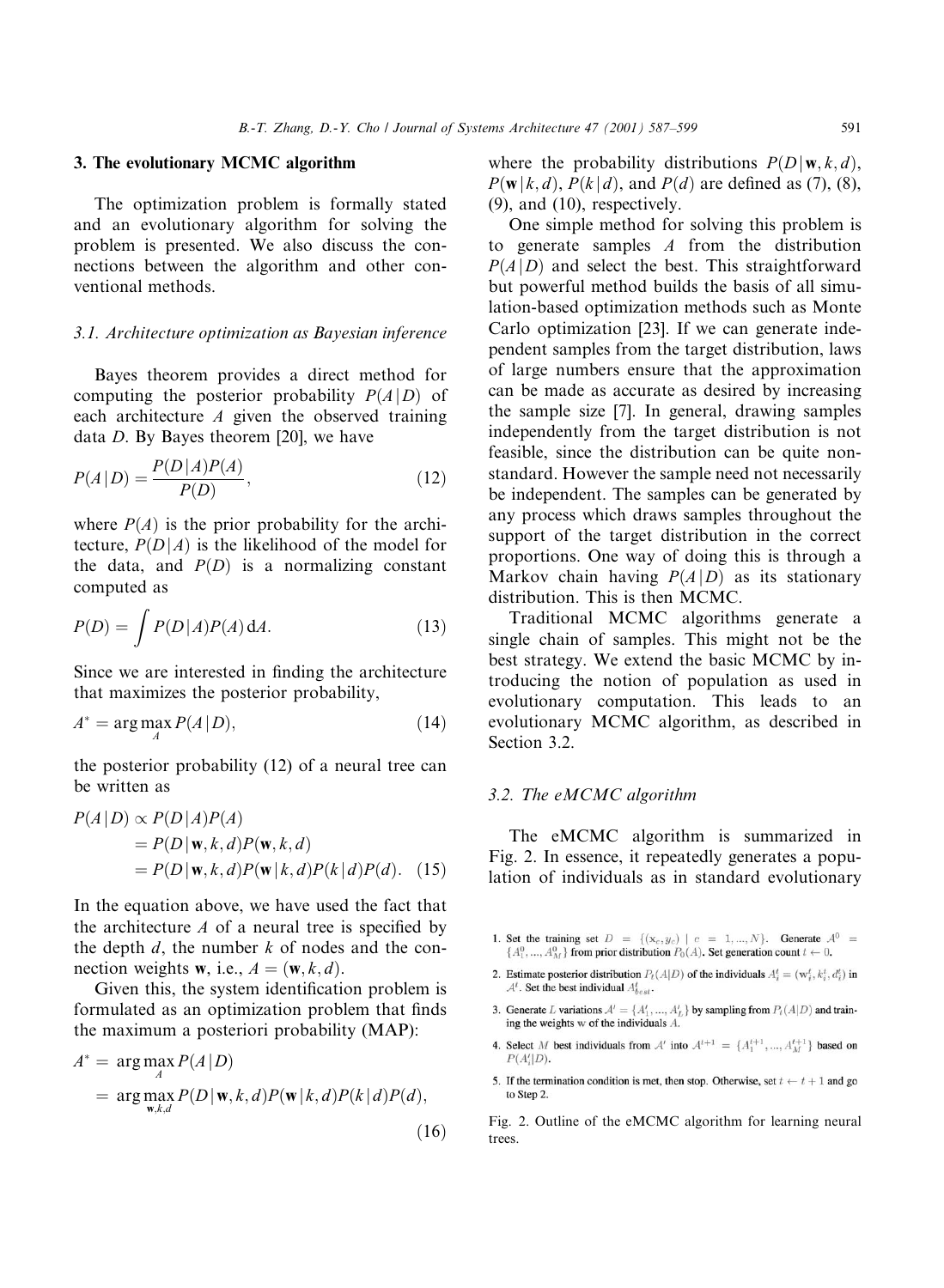## 3. The evolutionary MCMC algorithm

The optimization problem is formally stated and an evolutionary algorithm for solving the problem is presented. We also discuss the connections between the algorithm and other conventional methods.

### 3.1. Architecture optimization as Bayesian inference

Bayes theorem provides a direct method for computing the posterior probability $P(A\,|\,D)$ of each architecture $A$ given the observed training data $D$. By Bayes theorem [20], we have

$$P(A\,|\,D) = \frac{P(D\,|\,A)P(A)}{P(D)}, \tag{12}$$

where $P(A)$ is the prior probability for the architecture, $P(D\,|\,A)$ is the likelihood of the model for the data, and $P(D)$ is a normalizing constant computed as

$$P(D) = \int P(D\,|\,A)P(A)\,\mathrm{d}A. \tag{13}$$

Since we are interested in finding the architecture that maximizes the posterior probability,

$$A^* = \arg\max_A P(A\,|\,D), \tag{14}$$

the posterior probability (12) of a neural tree can be written as

$$\begin{aligned} P(A\,|\,D) &\propto P(D\,|\,A)P(A) \\ &= P(D\,|\,\mathbf{w},k,d)P(\mathbf{w},k,d) \\ &= P(D\,|\,\mathbf{w},k,d)P(\mathbf{w}\,|\,k,d)P(k\,|\,d)P(d). \end{aligned} \tag{15}$$

In the equation above, we have used the fact that the architecture $A$ of a neural tree is specified by the depth $d$, the number $k$ of nodes and the connection weights $\mathbf{w}$, i.e., $A = (\mathbf{w}, k, d)$.

Given this, the system identification problem is formulated as an optimization problem that finds the maximum a posteriori probability (MAP):

$$\begin{aligned} A^* &= \arg\max_A P(A\,|\,D) \\ &= \arg\max_{\mathbf{w},k,d} P(D\,|\,\mathbf{w},k,d)P(\mathbf{w}\,|\,k,d)P(k\,|\,d)P(d), \end{aligned} \tag{16}$$

where the probability distributions $P(D\,|\,\mathbf{w},k,d)$, $P(\mathbf{w}\,|\,k,d)$, $P(k\,|\,d)$, and $P(d)$ are defined as (7), (8), (9), and (10), respectively.

One simple method for solving this problem is to generate samples $A$ from the distribution $P(A\,|\,D)$ and select the best. This straightforward but powerful method builds the basis of all simulation-based optimization methods such as Monte Carlo optimization [23]. If we can generate independent samples from the target distribution, laws of large numbers ensure that the approximation can be made as accurate as desired by increasing the sample size [7]. In general, drawing samples independently from the target distribution is not feasible, since the distribution can be quite non-standard. However the sample need not necessarily be independent. The samples can be generated by any process which draws samples throughout the support of the target distribution in the correct proportions. One way of doing this is through a Markov chain having $P(A\,|\,D)$ as its stationary distribution. This is then MCMC.

Traditional MCMC algorithms generate a single chain of samples. This might not be the best strategy. We extend the basic MCMC by introducing the notion of population as used in evolutionary computation. This leads to an evolutionary MCMC algorithm, as described in Section 3.2.

### 3.2. The eMCMC algorithm

The eMCMC algorithm is summarized in Fig. 2. In essence, it repeatedly generates a population of individuals as in standard evolutionary

1. Set the training set $D = \{(\mathbf{x}_c, y_c) \mid c = 1, ..., N\}$. Generate $\mathcal{A}^0 = \{A_1^0, ..., A_M^0\}$ from prior distribution $P_0(A)$. Set generation count $t \leftarrow 0$.
2. Estimate posterior distribution $P_t(A|D)$ of the individuals $A_i^t = (\mathbf{w}_i^t, k_i^t, d_i^t)$ in $\mathcal{A}^t$. Set the best individual $A_{best}^t$.
3. Generate $L$ variations $\mathcal{A}' = \{A_1', ..., A_L'\}$ by sampling from $P_t(A|D)$ and training the weights $\mathbf{w}$ of the individuals $A$.
4. Select $M$ best individuals from $\mathcal{A}'$ into $\mathcal{A}^{t+1} = \{A_1^{t+1}, ..., A_M^{t+1}\}$ based on $P(A_i'|D)$.
5. If the termination condition is met, then stop. Otherwise, set $t \leftarrow t+1$ and go to Step 2.

Fig. 2. Outline of the eMCMC algorithm for learning neural trees.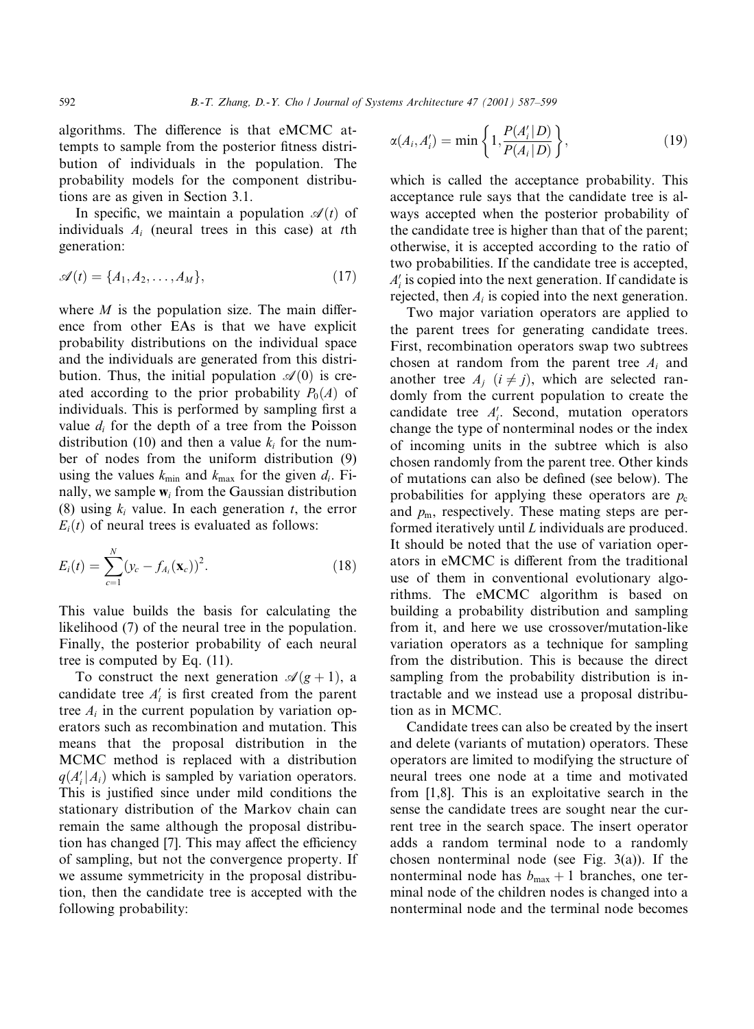algorithms. The difference is that eMCMC attempts to sample from the posterior fitness distribution of individuals in the population. The probability models for the component distributions are as given in Section 3.1.

In specific, we maintain a population $\mathscr{A}(t)$ of individuals $A_i$ (neural trees in this case) at $t$th generation:

$$\mathscr{A}(t) = \{A_1, A_2, \ldots, A_M\}, \tag{17}$$

where $M$ is the population size. The main difference from other EAs is that we have explicit probability distributions on the individual space and the individuals are generated from this distribution. Thus, the initial population $\mathscr{A}(0)$ is created according to the prior probability $P_0(A)$ of individuals. This is performed by sampling first a value $d_i$ for the depth of a tree from the Poisson distribution (10) and then a value $k_i$ for the number of nodes from the uniform distribution (9) using the values $k_{\min}$ and $k_{\max}$ for the given $d_i$. Finally, we sample $\mathbf{w}_i$ from the Gaussian distribution (8) using $k_i$ value. In each generation $t$, the error $E_i(t)$ of neural trees is evaluated as follows:

$$E_i(t) = \sum_{c=1}^{N} (y_c - f_{A_i}(\mathbf{x}_c))^2. \tag{18}$$

This value builds the basis for calculating the likelihood (7) of the neural tree in the population. Finally, the posterior probability of each neural tree is computed by Eq. (11).

To construct the next generation $\mathscr{A}(g+1)$, a candidate tree $A'_i$ is first created from the parent tree $A_i$ in the current population by variation operators such as recombination and mutation. This means that the proposal distribution in the MCMC method is replaced with a distribution $q(A'_i|A_i)$ which is sampled by variation operators. This is justified since under mild conditions the stationary distribution of the Markov chain can remain the same although the proposal distribution has changed [7]. This may affect the efficiency of sampling, but not the convergence property. If we assume symmetricity in the proposal distribution, then the candidate tree is accepted with the following probability:

$$\alpha(A_i, A'_i) = \min\left\{1, \frac{P(A'_i|D)}{P(A_i|D)}\right\}, \tag{19}$$

which is called the acceptance probability. This acceptance rule says that the candidate tree is always accepted when the posterior probability of the candidate tree is higher than that of the parent; otherwise, it is accepted according to the ratio of two probabilities. If the candidate tree is accepted, $A'_i$ is copied into the next generation. If candidate is rejected, then $A_i$ is copied into the next generation.

Two major variation operators are applied to the parent trees for generating candidate trees. First, recombination operators swap two subtrees chosen at random from the parent tree $A_i$ and another tree $A_j$ $(i \neq j)$, which are selected randomly from the current population to create the candidate tree $A'_i$. Second, mutation operators change the type of nonterminal nodes or the index of incoming units in the subtree which is also chosen randomly from the parent tree. Other kinds of mutations can also be defined (see below). The probabilities for applying these operators are $p_c$ and $p_m$, respectively. These mating steps are performed iteratively until $L$ individuals are produced. It should be noted that the use of variation operators in eMCMC is different from the traditional use of them in conventional evolutionary algorithms. The eMCMC algorithm is based on building a probability distribution and sampling from it, and here we use crossover/mutation-like variation operators as a technique for sampling from the distribution. This is because the direct sampling from the probability distribution is intractable and we instead use a proposal distribution as in MCMC.

Candidate trees can also be created by the insert and delete (variants of mutation) operators. These operators are limited to modifying the structure of neural trees one node at a time and motivated from [1,8]. This is an exploitative search in the sense the candidate trees are sought near the current tree in the search space. The insert operator adds a random terminal node to a randomly chosen nonterminal node (see Fig. 3(a)). If the nonterminal node has $b_{\max}+1$ branches, one terminal node of the children nodes is changed into a nonterminal node and the terminal node becomes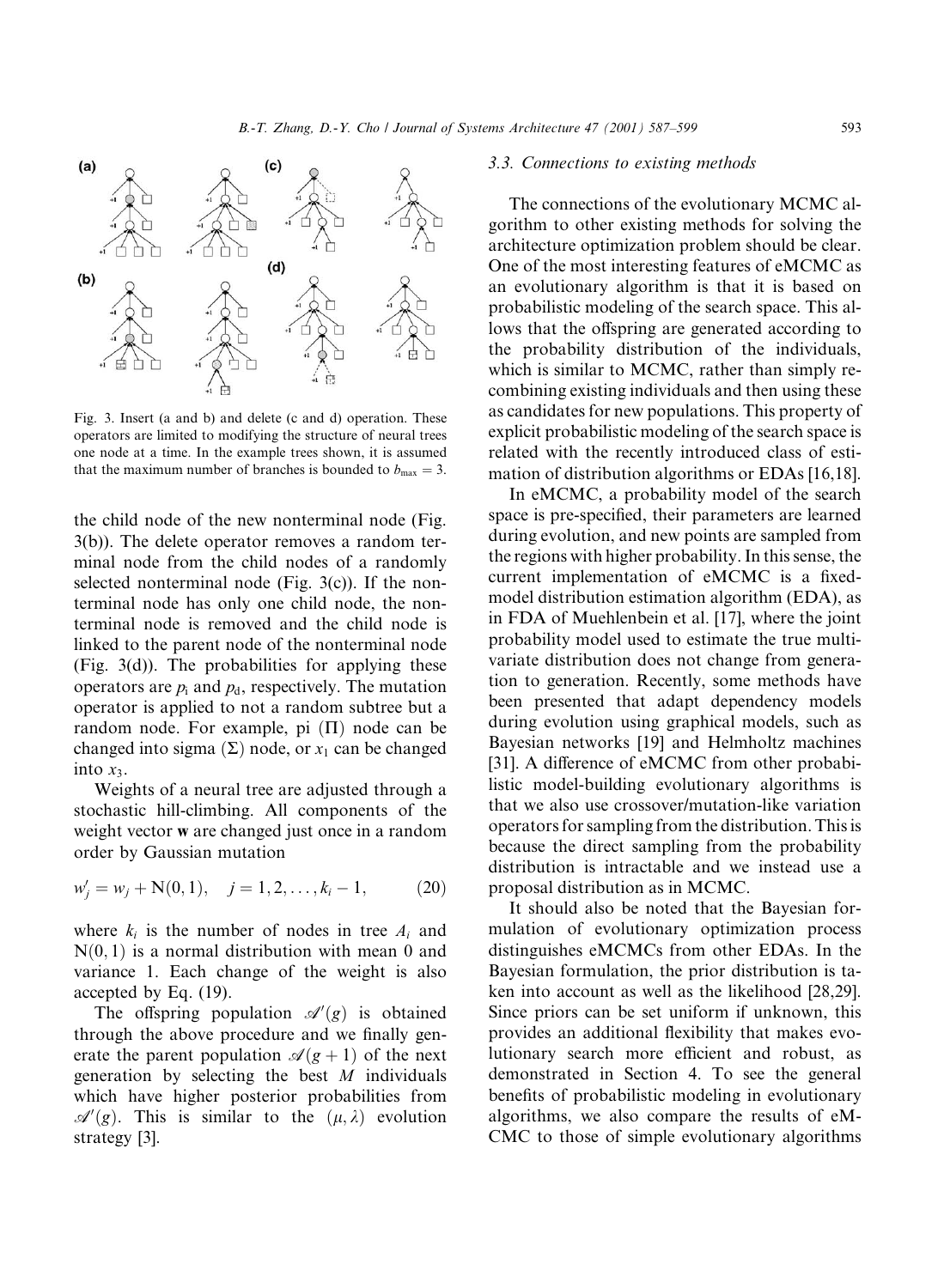Fig. 3. Insert (a and b) and delete (c and d) operation. These operators are limited to modifying the structure of neural trees one node at a time. In the example trees shown, it is assumed that the maximum number of branches is bounded to $b_{max} = 3$.

the child node of the new nonterminal node (Fig. 3(b)). The delete operator removes a random terminal node from the child nodes of a randomly selected nonterminal node (Fig. 3(c)). If the nonterminal node has only one child node, the nonterminal node is removed and the child node is linked to the parent node of the nonterminal node (Fig. 3(d)). The probabilities for applying these operators are $p_i$ and $p_d$, respectively. The mutation operator is applied to not a random subtree but a random node. For example, pi ($\Pi$) node can be changed into sigma ($\Sigma$) node, or $x_1$ can be changed into $x_3$.

Weights of a neural tree are adjusted through a stochastic hill-climbing. All components of the weight vector **w** are changed just once in a random order by Gaussian mutation

$$w'_j = w_j + \mathrm{N}(0, 1), \quad j = 1, 2, \ldots, k_i - 1, \tag{20}$$

where $k_i$ is the number of nodes in tree $A_i$ and $\mathrm{N}(0, 1)$ is a normal distribution with mean 0 and variance 1. Each change of the weight is also accepted by Eq. (19).

The offspring population $\mathscr{A}'(g)$ is obtained through the above procedure and we finally generate the parent population $\mathscr{A}(g+1)$ of the next generation by selecting the best $M$ individuals which have higher posterior probabilities from $\mathscr{A}'(g)$. This is similar to the $(\mu, \lambda)$ evolution strategy [3].

### 3.3. Connections to existing methods

The connections of the evolutionary MCMC algorithm to other existing methods for solving the architecture optimization problem should be clear. One of the most interesting features of eMCMC as an evolutionary algorithm is that it is based on probabilistic modeling of the search space. This allows that the offspring are generated according to the probability distribution of the individuals, which is similar to MCMC, rather than simply recombining existing individuals and then using these as candidates for new populations. This property of explicit probabilistic modeling of the search space is related with the recently introduced class of estimation of distribution algorithms or EDAs [16,18].

In eMCMC, a probability model of the search space is pre-specified, their parameters are learned during evolution, and new points are sampled from the regions with higher probability. In this sense, the current implementation of eMCMC is a fixed-model distribution estimation algorithm (EDA), as in FDA of Muehlenbein et al. [17], where the joint probability model used to estimate the true multivariate distribution does not change from generation to generation. Recently, some methods have been presented that adapt dependency models during evolution using graphical models, such as Bayesian networks [19] and Helmholtz machines [31]. A difference of eMCMC from other probabilistic model-building evolutionary algorithms is that we also use crossover/mutation-like variation operators for sampling from the distribution. This is because the direct sampling from the probability distribution is intractable and we instead use a proposal distribution as in MCMC.

It should also be noted that the Bayesian formulation of evolutionary optimization process distinguishes eMCMCs from other EDAs. In the Bayesian formulation, the prior distribution is taken into account as well as the likelihood [28,29]. Since priors can be set uniform if unknown, this provides an additional flexibility that makes evolutionary search more efficient and robust, as demonstrated in Section 4. To see the general benefits of probabilistic modeling in evolutionary algorithms, we also compare the results of eMCMC to those of simple evolutionary algorithms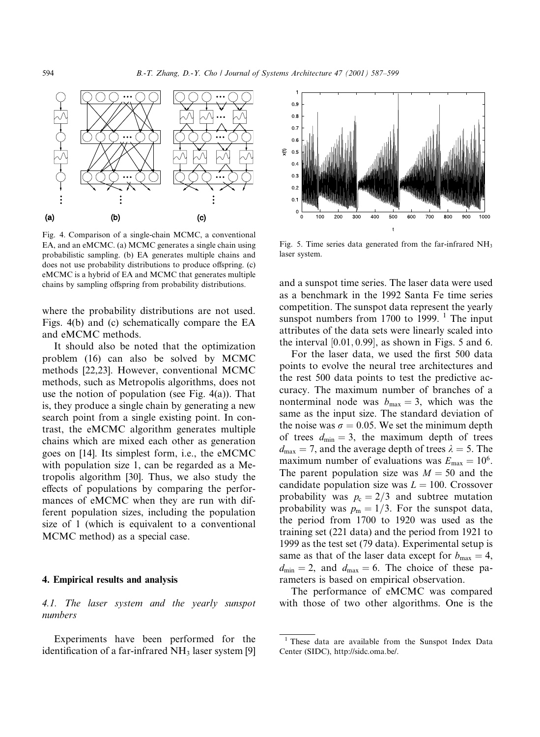Fig. 4. Comparison of a single-chain MCMC, a conventional EA, and an eMCMC. (a) MCMC generates a single chain using probabilistic sampling. (b) EA generates multiple chains and does not use probability distributions to produce offspring. (c) eMCMC is a hybrid of EA and MCMC that generates multiple chains by sampling offspring from probability distributions.

where the probability distributions are not used. Figs. 4(b) and (c) schematically compare the EA and eMCMC methods.

It should also be noted that the optimization problem (16) can also be solved by MCMC methods [22,23]. However, conventional MCMC methods, such as Metropolis algorithms, does not use the notion of population (see Fig. 4(a)). That is, they produce a single chain by generating a new search point from a single existing point. In contrast, the eMCMC algorithm generates multiple chains which are mixed each other as generation goes on [14]. Its simplest form, i.e., the eMCMC with population size 1, can be regarded as a Metropolis algorithm [30]. Thus, we also study the effects of populations by comparing the performances of eMCMC when they are run with different population sizes, including the population size of 1 (which is equivalent to a conventional MCMC method) as a special case.

## 4. Empirical results and analysis

### 4.1. The laser system and the yearly sunspot numbers

Experiments have been performed for the identification of a far-infrared $NH_3$ laser system [9] and a sunspot time series. The laser data were used as a benchmark in the 1992 Santa Fe time series competition. The sunspot data represent the yearly sunspot numbers from 1700 to 1999. [1] The input attributes of the data sets were linearly scaled into the interval $[0.01, 0.99]$, as shown in Figs. 5 and 6.

Fig. 5. Time series data generated from the far-infrared $NH_3$ laser system.

For the laser data, we used the first 500 data points to evolve the neural tree architectures and the rest 500 data points to test the predictive accuracy. The maximum number of branches of a nonterminal node was $b_{\max} = 3$, which was the same as the input size. The standard deviation of the noise was $\sigma = 0.05$. We set the minimum depth of trees $d_{\min} = 3$, the maximum depth of trees $d_{\max} = 7$, and the average depth of trees $\lambda = 5$. The maximum number of evaluations was $E_{\max} = 10^6$. The parent population size was $M = 50$ and the candidate population size was $L = 100$. Crossover probability was $p_c = 2/3$ and subtree mutation probability was $p_m = 1/3$. For the sunspot data, the period from 1700 to 1920 was used as the training set (221 data) and the period from 1921 to 1999 as the test set (79 data). Experimental setup is same as that of the laser data except for $b_{\max} = 4$, $d_{\min} = 2$, and $d_{\max} = 6$. The choice of these parameters is based on empirical observation.

The performance of eMCMC was compared with those of two other algorithms. One is the

[1] These data are available from the Sunspot Index Data Center (SIDC), http://sidc.oma.be/.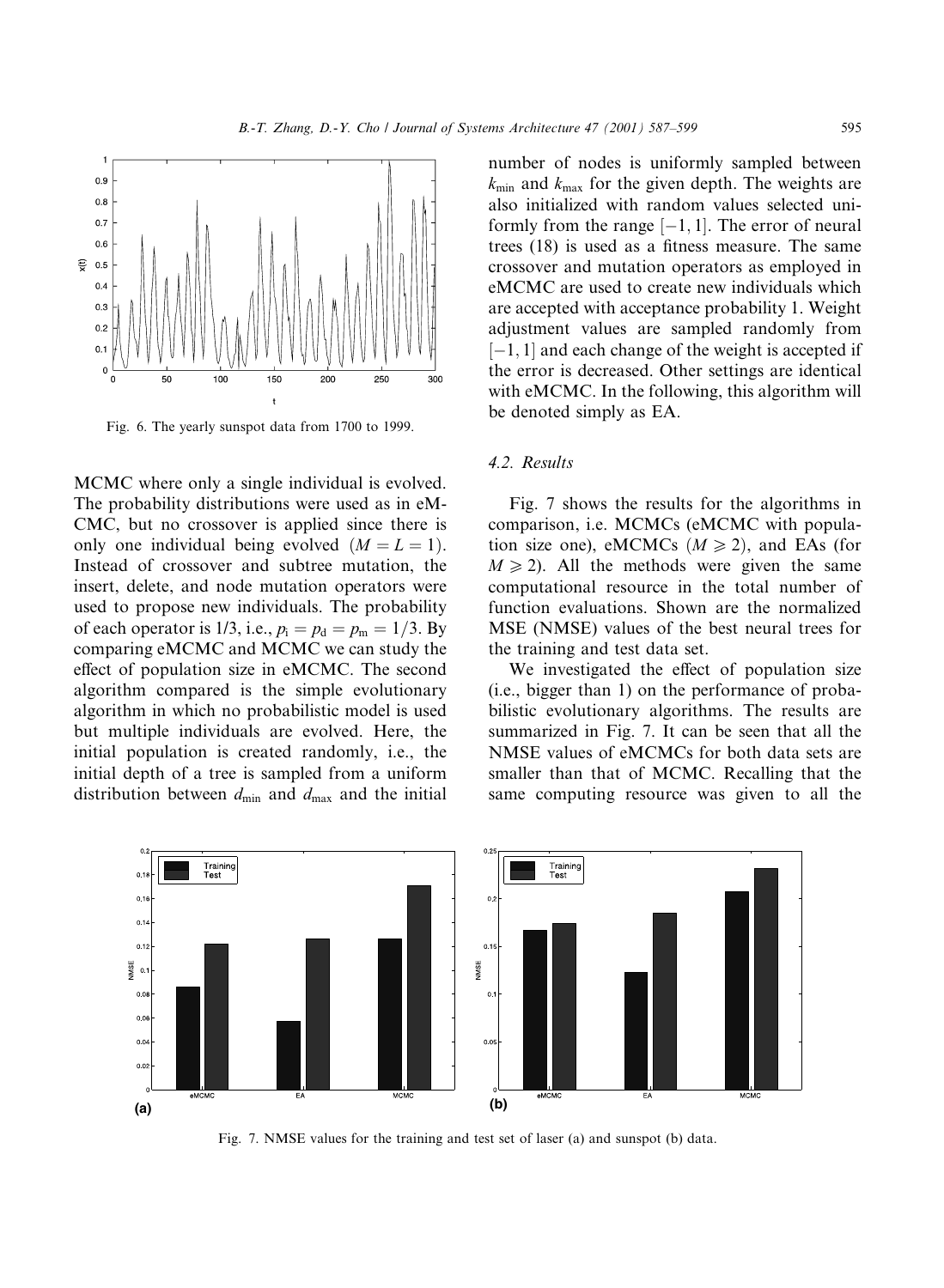Fig. 6. The yearly sunspot data from 1700 to 1999.

MCMC where only a single individual is evolved. The probability distributions were used as in eMCMC, but no crossover is applied since there is only one individual being evolved ($M = L = 1$). Instead of crossover and subtree mutation, the insert, delete, and node mutation operators were used to propose new individuals. The probability of each operator is 1/3, i.e., $p_i = p_d = p_m = 1/3$. By comparing eMCMC and MCMC we can study the effect of population size in eMCMC. The second algorithm compared is the simple evolutionary algorithm in which no probabilistic model is used but multiple individuals are evolved. Here, the initial population is created randomly, i.e., the initial depth of a tree is sampled from a uniform distribution between $d_{\min}$ and $d_{\max}$ and the initial number of nodes is uniformly sampled between $k_{\min}$ and $k_{\max}$ for the given depth. The weights are also initialized with random values selected uniformly from the range $[-1, 1]$. The error of neural trees (18) is used as a fitness measure. The same crossover and mutation operators as employed in eMCMC are used to create new individuals which are accepted with acceptance probability 1. Weight adjustment values are sampled randomly from $[-1, 1]$ and each change of the weight is accepted if the error is decreased. Other settings are identical with eMCMC. In the following, this algorithm will be denoted simply as EA.

### 4.2. Results

Fig. 7 shows the results for the algorithms in comparison, i.e. MCMCs (eMCMC with population size one), eMCMCs ($M \geqslant 2$), and EAs (for $M \geqslant 2$). All the methods were given the same computational resource in the total number of function evaluations. Shown are the normalized MSE (NMSE) values of the best neural trees for the training and test data set.

We investigated the effect of population size (i.e., bigger than 1) on the performance of probabilistic evolutionary algorithms. The results are summarized in Fig. 7. It can be seen that all the NMSE values of eMCMCs for both data sets are smaller than that of MCMC. Recalling that the same computing resource was given to all the

Fig. 7. NMSE values for the training and test set of laser (a) and sunspot (b) data.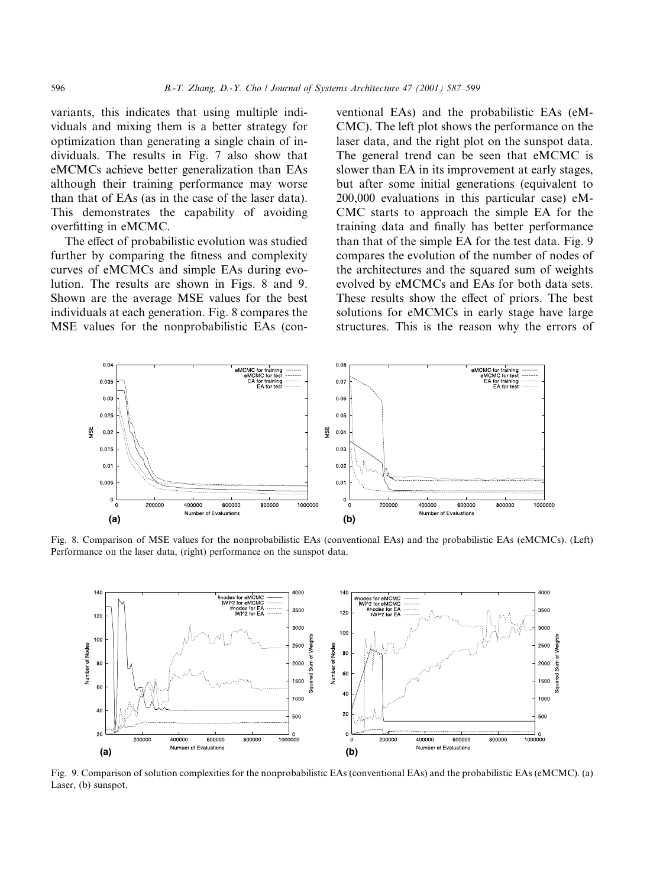variants, this indicates that using multiple individuals and mixing them is a better strategy for optimization than generating a single chain of individuals. The results in Fig. 7 also show that eMCMCs achieve better generalization than EAs although their training performance may worse than that of EAs (as in the case of the laser data). This demonstrates the capability of avoiding overfitting in eMCMC.

The effect of probabilistic evolution was studied further by comparing the fitness and complexity curves of eMCMCs and simple EAs during evolution. The results are shown in Figs. 8 and 9. Shown are the average MSE values for the best individuals at each generation. Fig. 8 compares the MSE values for the nonprobabilistic EAs (conventional EAs) and the probabilistic EAs (eMCMC). The left plot shows the performance on the laser data, and the right plot on the sunspot data. The general trend can be seen that eMCMC is slower than EA in its improvement at early stages, but after some initial generations (equivalent to 200,000 evaluations in this particular case) eMCMC starts to approach the simple EA for the training data and finally has better performance than that of the simple EA for the test data. Fig. 9 compares the evolution of the number of nodes of the architectures and the squared sum of weights evolved by eMCMCs and EAs for both data sets. These results show the effect of priors. The best solutions for eMCMCs in early stage have large structures. This is the reason why the errors of

Fig. 8. Comparison of MSE values for the nonprobabilistic EAs (conventional EAs) and the probabilistic EAs (eMCMCs). (Left) Performance on the laser data, (right) performance on the sunspot data.

Fig. 9. Comparison of solution complexities for the nonprobabilistic EAs (conventional EAs) and the probabilistic EAs (eMCMC). (a) Laser, (b) sunspot.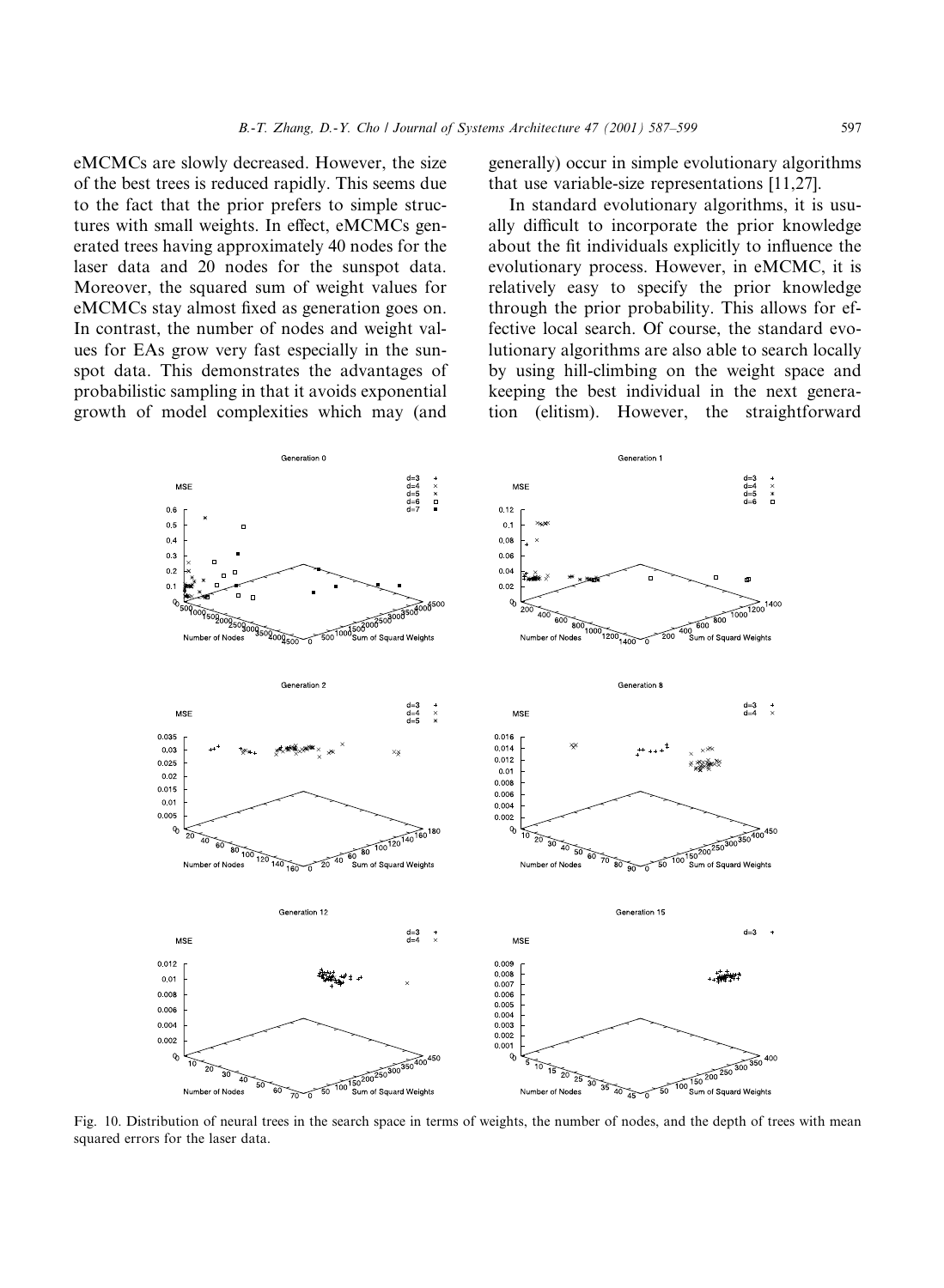eMCMCs are slowly decreased. However, the size of the best trees is reduced rapidly. This seems due to the fact that the prior prefers to simple structures with small weights. In effect, eMCMCs generated trees having approximately 40 nodes for the laser data and 20 nodes for the sunspot data. Moreover, the squared sum of weight values for eMCMCs stay almost fixed as generation goes on. In contrast, the number of nodes and weight values for EAs grow very fast especially in the sunspot data. This demonstrates the advantages of probabilistic sampling in that it avoids exponential growth of model complexities which may (and generally) occur in simple evolutionary algorithms that use variable-size representations [11,27].

In standard evolutionary algorithms, it is usually difficult to incorporate the prior knowledge about the fit individuals explicitly to influence the evolutionary process. However, in eMCMC, it is relatively easy to specify the prior knowledge through the prior probability. This allows for effective local search. Of course, the standard evolutionary algorithms are also able to search locally by using hill-climbing on the weight space and keeping the best individual in the next generation (elitism). However, the straightforward

Fig. 10. Distribution of neural trees in the search space in terms of weights, the number of nodes, and the depth of trees with mean squared errors for the laser data.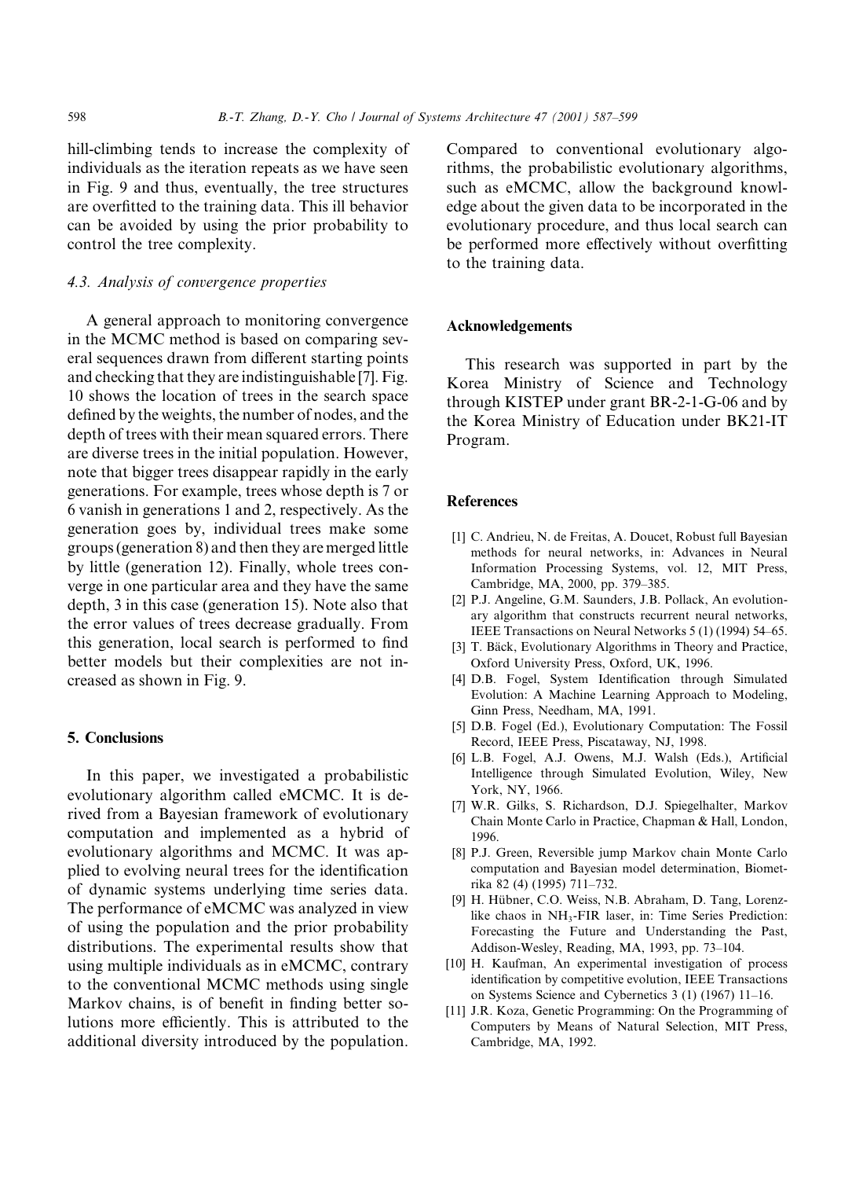hill-climbing tends to increase the complexity of individuals as the iteration repeats as we have seen in Fig. 9 and thus, eventually, the tree structures are overfitted to the training data. This ill behavior can be avoided by using the prior probability to control the tree complexity.

### 4.3. Analysis of convergence properties

A general approach to monitoring convergence in the MCMC method is based on comparing several sequences drawn from different starting points and checking that they are indistinguishable [7]. Fig. 10 shows the location of trees in the search space defined by the weights, the number of nodes, and the depth of trees with their mean squared errors. There are diverse trees in the initial population. However, note that bigger trees disappear rapidly in the early generations. For example, trees whose depth is 7 or 6 vanish in generations 1 and 2, respectively. As the generation goes by, individual trees make some groups (generation 8) and then they are merged little by little (generation 12). Finally, whole trees converge in one particular area and they have the same depth, 3 in this case (generation 15). Note also that the error values of trees decrease gradually. From this generation, local search is performed to find better models but their complexities are not increased as shown in Fig. 9.

## 5. Conclusions

In this paper, we investigated a probabilistic evolutionary algorithm called eMCMC. It is derived from a Bayesian framework of evolutionary computation and implemented as a hybrid of evolutionary algorithms and MCMC. It was applied to evolving neural trees for the identification of dynamic systems underlying time series data. The performance of eMCMC was analyzed in view of using the population and the prior probability distributions. The experimental results show that using multiple individuals as in eMCMC, contrary to the conventional MCMC methods using single Markov chains, is of benefit in finding better solutions more efficiently. This is attributed to the additional diversity introduced by the population. Compared to conventional evolutionary algorithms, the probabilistic evolutionary algorithms, such as eMCMC, allow the background knowledge about the given data to be incorporated in the evolutionary procedure, and thus local search can be performed more effectively without overfitting to the training data.

## Acknowledgements

This research was supported in part by the Korea Ministry of Science and Technology through KISTEP under grant BR-2-1-G-06 and by the Korea Ministry of Education under BK21-IT Program.

## References

[1] C. Andrieu, N. de Freitas, A. Doucet, Robust full Bayesian methods for neural networks, in: Advances in Neural Information Processing Systems, vol. 12, MIT Press, Cambridge, MA, 2000, pp. 379–385.

[2] P.J. Angeline, G.M. Saunders, J.B. Pollack, An evolutionary algorithm that constructs recurrent neural networks, IEEE Transactions on Neural Networks 5 (1) (1994) 54–65.

[3] T. Bäck, Evolutionary Algorithms in Theory and Practice, Oxford University Press, Oxford, UK, 1996.

[4] D.B. Fogel, System Identification through Simulated Evolution: A Machine Learning Approach to Modeling, Ginn Press, Needham, MA, 1991.

[5] D.B. Fogel (Ed.), Evolutionary Computation: The Fossil Record, IEEE Press, Piscataway, NJ, 1998.

[6] L.B. Fogel, A.J. Owens, M.J. Walsh (Eds.), Artificial Intelligence through Simulated Evolution, Wiley, New York, NY, 1966.

[7] W.R. Gilks, S. Richardson, D.J. Spiegelhalter, Markov Chain Monte Carlo in Practice, Chapman & Hall, London, 1996.

[8] P.J. Green, Reversible jump Markov chain Monte Carlo computation and Bayesian model determination, Biometrika 82 (4) (1995) 711–732.

[9] H. Hübner, C.O. Weiss, N.B. Abraham, D. Tang, Lorenz-like chaos in $NH_3$-FIR laser, in: Time Series Prediction: Forecasting the Future and Understanding the Past, Addison-Wesley, Reading, MA, 1993, pp. 73–104.

[10] H. Kaufman, An experimental investigation of process identification by competitive evolution, IEEE Transactions on Systems Science and Cybernetics 3 (1) (1967) 11–16.

[11] J.R. Koza, Genetic Programming: On the Programming of Computers by Means of Natural Selection, MIT Press, Cambridge, MA, 1992.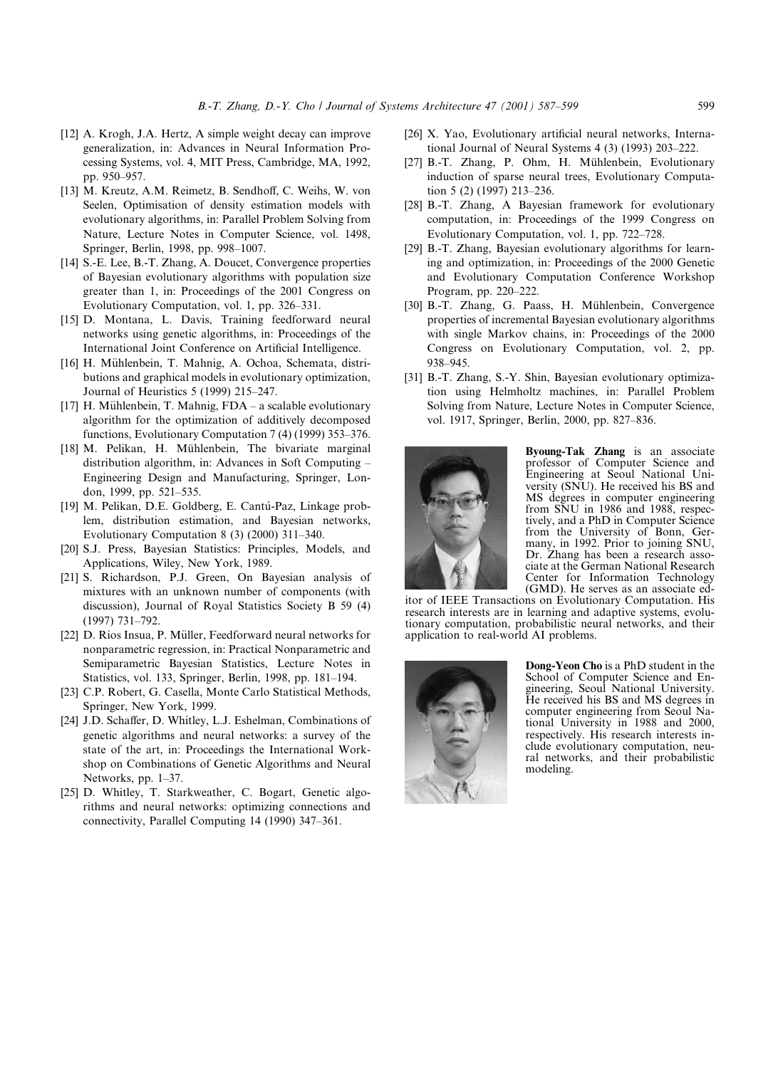[12] A. Krogh, J.A. Hertz, A simple weight decay can improve generalization, in: Advances in Neural Information Processing Systems, vol. 4, MIT Press, Cambridge, MA, 1992, pp. 950–957.

[13] M. Kreutz, A.M. Reimetz, B. Sendhoff, C. Weihs, W. von Seelen, Optimisation of density estimation models with evolutionary algorithms, in: Parallel Problem Solving from Nature, Lecture Notes in Computer Science, vol. 1498, Springer, Berlin, 1998, pp. 998–1007.

[14] S.-E. Lee, B.-T. Zhang, A. Doucet, Convergence properties of Bayesian evolutionary algorithms with population size greater than 1, in: Proceedings of the 2001 Congress on Evolutionary Computation, vol. 1, pp. 326–331.

[15] D. Montana, L. Davis, Training feedforward neural networks using genetic algorithms, in: Proceedings of the International Joint Conference on Artificial Intelligence.

[16] H. Mühlenbein, T. Mahnig, A. Ochoa, Schemata, distributions and graphical models in evolutionary optimization, Journal of Heuristics 5 (1999) 215–247.

[17] H. Mühlenbein, T. Mahnig, FDA – a scalable evolutionary algorithm for the optimization of additively decomposed functions, Evolutionary Computation 7 (4) (1999) 353–376.

[18] M. Pelikan, H. Mühlenbein, The bivariate marginal distribution algorithm, in: Advances in Soft Computing – Engineering Design and Manufacturing, Springer, London, 1999, pp. 521–535.

[19] M. Pelikan, D.E. Goldberg, E. Cantú-Paz, Linkage problem, distribution estimation, and Bayesian networks, Evolutionary Computation 8 (3) (2000) 311–340.

[20] S.J. Press, Bayesian Statistics: Principles, Models, and Applications, Wiley, New York, 1989.

[21] S. Richardson, P.J. Green, On Bayesian analysis of mixtures with an unknown number of components (with discussion), Journal of Royal Statistics Society B 59 (4) (1997) 731–792.

[22] D. Rios Insua, P. Müller, Feedforward neural networks for nonparametric regression, in: Practical Nonparametric and Semiparametric Bayesian Statistics, Lecture Notes in Statistics, vol. 133, Springer, Berlin, 1998, pp. 181–194.

[23] C.P. Robert, G. Casella, Monte Carlo Statistical Methods, Springer, New York, 1999.

[24] J.D. Schaffer, D. Whitley, L.J. Eshelman, Combinations of genetic algorithms and neural networks: a survey of the state of the art, in: Proceedings the International Workshop on Combinations of Genetic Algorithms and Neural Networks, pp. 1–37.

[25] D. Whitley, T. Starkweather, C. Bogart, Genetic algorithms and neural networks: optimizing connections and connectivity, Parallel Computing 14 (1990) 347–361.

[26] X. Yao, Evolutionary artificial neural networks, International Journal of Neural Systems 4 (3) (1993) 203–222.

[27] B.-T. Zhang, P. Ohm, H. Mühlenbein, Evolutionary induction of sparse neural trees, Evolutionary Computation 5 (2) (1997) 213–236.

[28] B.-T. Zhang, A Bayesian framework for evolutionary computation, in: Proceedings of the 1999 Congress on Evolutionary Computation, vol. 1, pp. 722–728.

[29] B.-T. Zhang, Bayesian evolutionary algorithms for learning and optimization, in: Proceedings of the 2000 Genetic and Evolutionary Computation Conference Workshop Program, pp. 220–222.

[30] B.-T. Zhang, G. Paass, H. Mühlenbein, Convergence properties of incremental Bayesian evolutionary algorithms with single Markov chains, in: Proceedings of the 2000 Congress on Evolutionary Computation, vol. 2, pp. 938–945.

[31] B.-T. Zhang, S.-Y. Shin, Bayesian evolutionary optimization using Helmholtz machines, in: Parallel Problem Solving from Nature, Lecture Notes in Computer Science, vol. 1917, Springer, Berlin, 2000, pp. 827–836.

**Byoung-Tak Zhang** is an associate professor of Computer Science and Engineering at Seoul National University (SNU). He received his BS and MS degrees in computer engineering from SNU in 1986 and 1988, respectively, and a PhD in Computer Science from the University of Bonn, Germany, in 1992. Prior to joining SNU, Dr. Zhang has been a research associate at the German National Research Center for Information Technology (GMD). He serves as an associate editor of IEEE Transactions on Evolutionary Computation. His research interests are in learning and adaptive systems, evolutionary computation, probabilistic neural networks, and their application to real-world AI problems.

**Dong-Yeon Cho** is a PhD student in the School of Computer Science and Engineering, Seoul National University. He received his BS and MS degrees in computer engineering from Seoul National University in 1988 and 2000, respectively. His research interests include evolutionary computation, neural networks, and their probabilistic modeling.